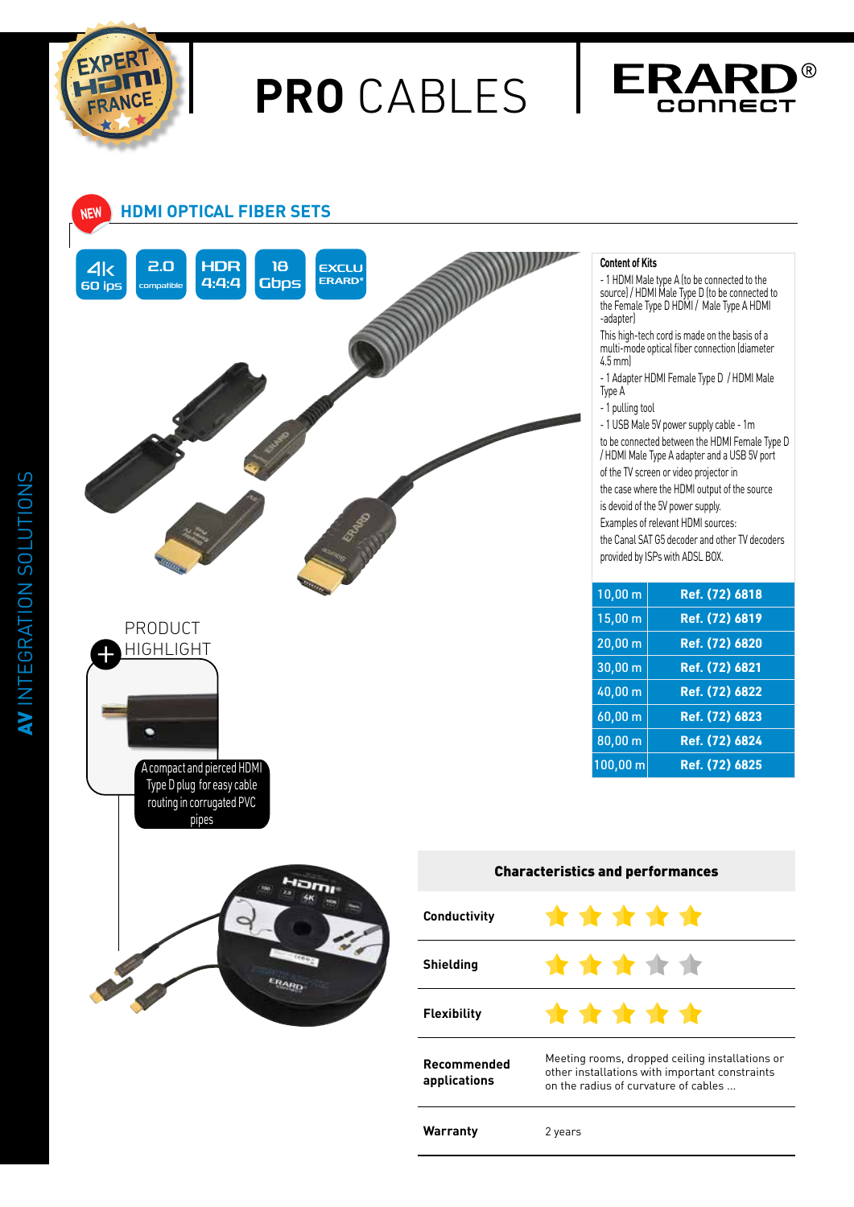# PRO CABLES

ERARD® connect

## NEW HDMI OPTICAL FIBER SETS

4k 60 ips | 2.0 compatible | HDR 4:4:4 | 18 Gbps | EXCLU ERARD®

**Content of Kits**

- 1 HDMI Male type A (to be connected to the source) / HDMI Male Type D (to be connected to the Female Type D HDMI / Male Type A HDMI -adapter)

This high-tech cord is made on the basis of a multi-mode optical fiber connection (diameter 4.5 mm)

- 1 Adapter HDMI Female Type D / HDMI Male Type A
- 1 pulling tool
- 1 USB Male 5V power supply cable - 1m

to be connected between the HDMI Female Type D / HDMI Male Type A adapter and a USB 5V port of the TV screen or video projector in the case where the HDMI output of the source is devoid of the 5V power supply.

Examples of relevant HDMI sources:

the Canal SAT G5 decoder and other TV decoders provided by ISPs with ADSL BOX.

| Length | Reference |
|---|---|
| 10,00 m | Ref. (72) 6818 |
| 15,00 m | Ref. (72) 6819 |
| 20,00 m | Ref. (72) 6820 |
| 30,00 m | Ref. (72) 6821 |
| 40,00 m | Ref. (72) 6822 |
| 60,00 m | Ref. (72) 6823 |
| 80,00 m | Ref. (72) 6824 |
| 100,00 m | Ref. (72) 6825 |

**PRODUCT HIGHLIGHT**

A compact and pierced HDMI Type D plug for easy cable routing in corrugated PVC pipes

| Characteristics and performances | |
|---|---|
| **Conductivity** | ★★★★★ |
| **Shielding** | ★★★☆☆ |
| **Flexibility** | ★★★★★ |
| **Recommended applications** | Meeting rooms, dropped ceiling installations or other installations with important constraints on the radius of curvature of cables ... |
| **Warranty** | 2 years |

**AV** INTEGRATION SOLUTIONS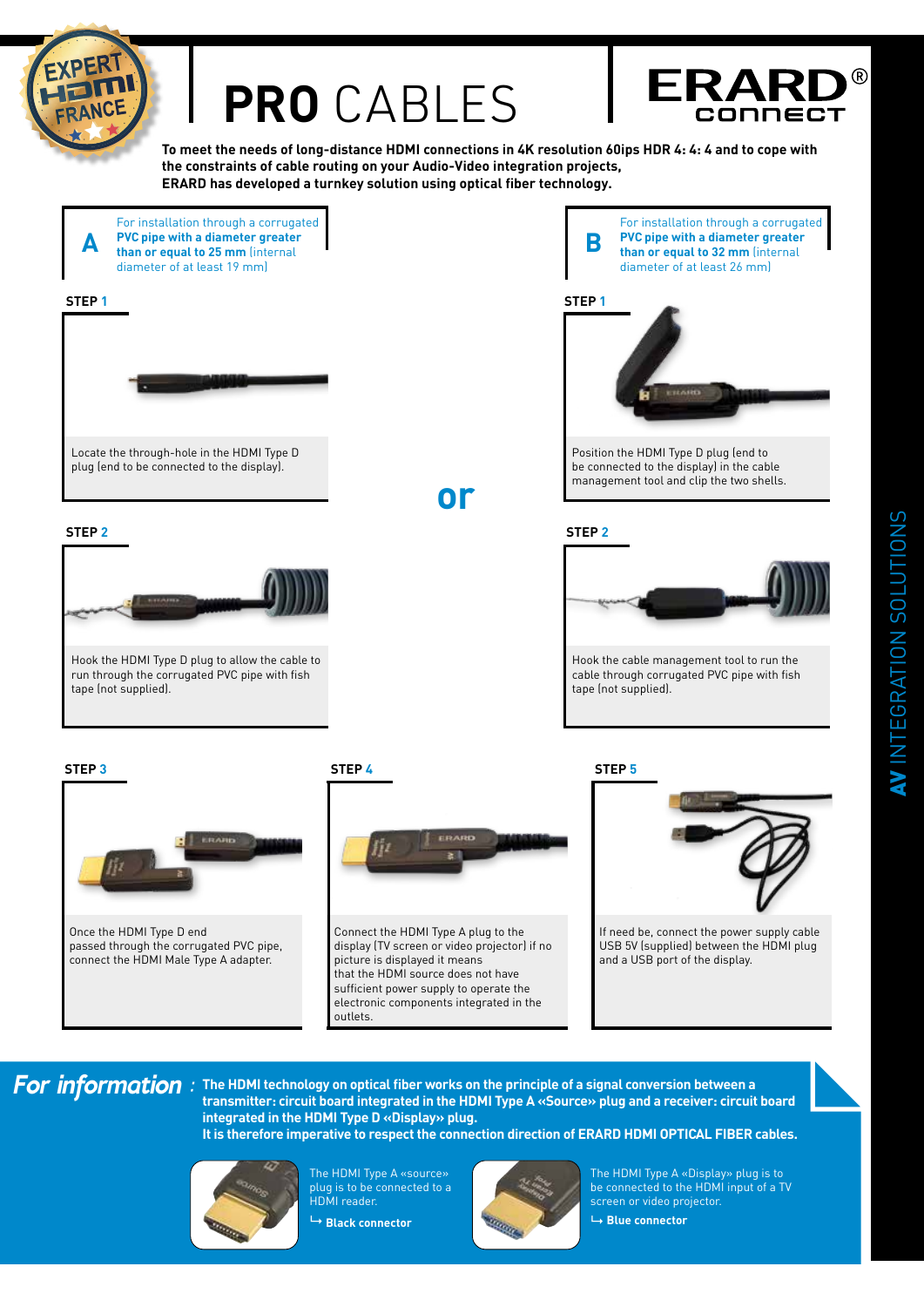EXPERT HDMI FRANCE

# PRO CABLES

ERARD® connect

**To meet the needs of long-distance HDMI connections in 4K resolution 60ips HDR 4: 4: 4 and to cope with the constraints of cable routing on your Audio-Video integration projects, ERARD has developed a turnkey solution using optical fiber technology.**

## A

For installation through a corrugated **PVC pipe with a diameter greater than or equal to 25 mm** (internal diameter of at least 19 mm)

**STEP 1**

Locate the through-hole in the HDMI Type D plug (end to be connected to the display).

**STEP 2**

Hook the HDMI Type D plug to allow the cable to run through the corrugated PVC pipe with fish tape (not supplied).

## or

## B

For installation through a corrugated **PVC pipe with a diameter greater than or equal to 32 mm** (internal diameter of at least 26 mm)

**STEP 1**

Position the HDMI Type D plug (end to be connected to the display) in the cable management tool and clip the two shells.

**STEP 2**

Hook the cable management tool to run the cable through corrugated PVC pipe with fish tape (not supplied).

**STEP 3**

Once the HDMI Type D end passed through the corrugated PVC pipe, connect the HDMI Male Type A adapter.

**STEP 4**

Connect the HDMI Type A plug to the display (TV screen or video projector) if no picture is displayed it means that the HDMI source does not have sufficient power supply to operate the electronic components integrated in the outlets.

**STEP 5**

If need be, connect the power supply cable USB 5V (supplied) between the HDMI plug and a USB port of the display.

***For information*** : **The HDMI technology on optical fiber works on the principle of a signal conversion between a transmitter: circuit board integrated in the HDMI Type A «Source» plug and a receiver: circuit board integrated in the HDMI Type D «Display» plug.**
**It is therefore imperative to respect the connection direction of ERARD HDMI OPTICAL FIBER cables.**

The HDMI Type A «source» plug is to be connected to a HDMI reader.
↳ **Black connector**

The HDMI Type A «Display» plug is to be connected to the HDMI input of a TV screen or video projector.
↳ **Blue connector**

**AV** INTEGRATION SOLUTIONS